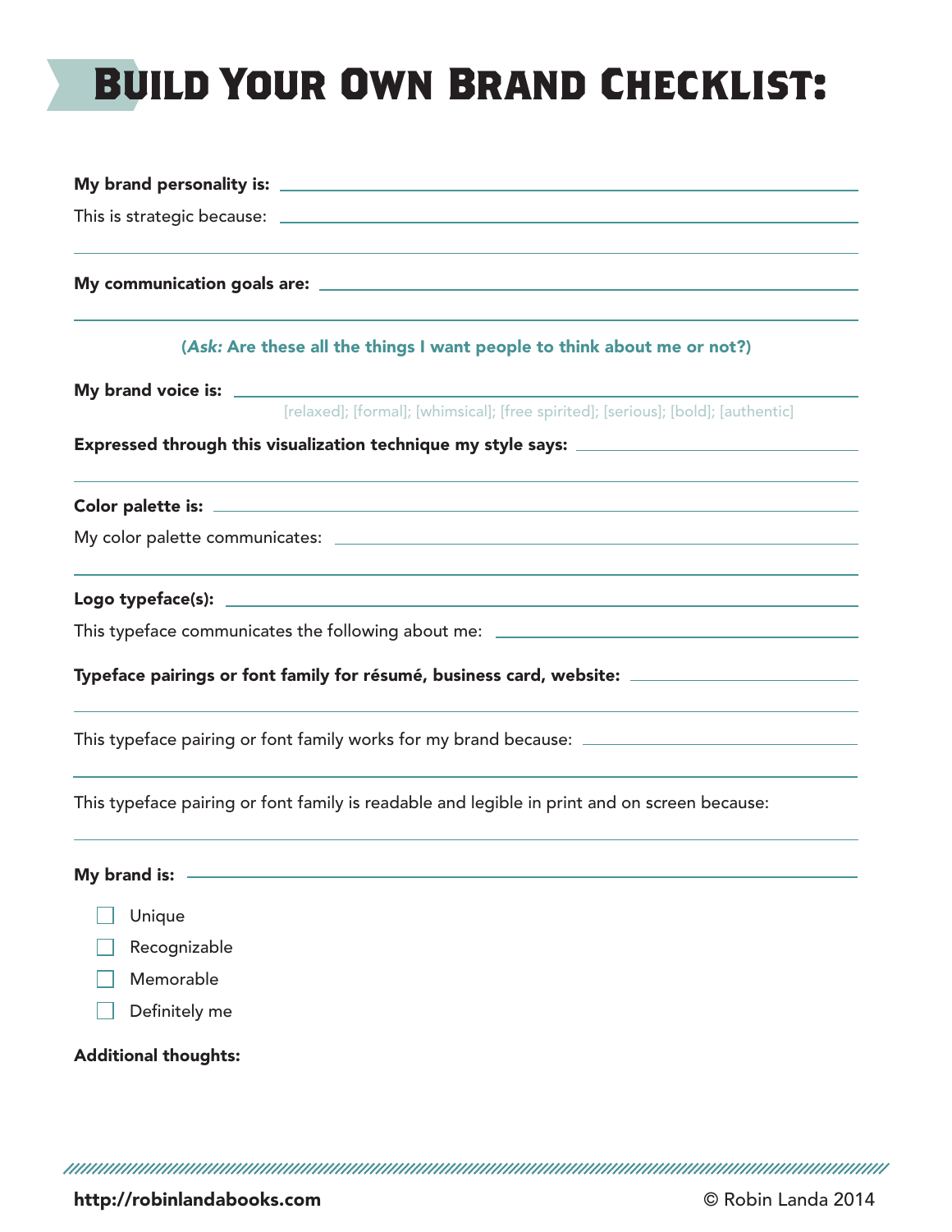# Build Your Own Brand Checklist:

**My brand personality is:** \_\_\_\_\_\_\_\_\_\_\_\_\_\_\_\_\_\_\_\_\_\_\_\_\_\_\_\_\_\_\_\_\_\_\_\_\_\_\_\_

This is strategic because: \_\_\_\_\_\_\_\_\_\_\_\_\_\_\_\_\_\_\_\_\_\_\_\_\_\_\_\_\_\_\_\_\_\_\_\_\_\_\_\_

\_\_\_\_\_\_\_\_\_\_\_\_\_\_\_\_\_\_\_\_\_\_\_\_\_\_\_\_\_\_\_\_\_\_\_\_\_\_\_\_\_\_\_\_\_\_\_\_\_\_\_\_\_\_\_\_\_\_\_\_\_\_

**My communication goals are:** \_\_\_\_\_\_\_\_\_\_\_\_\_\_\_\_\_\_\_\_\_\_\_\_\_\_\_\_\_\_\_\_\_\_\_\_\_\_\_\_

\_\_\_\_\_\_\_\_\_\_\_\_\_\_\_\_\_\_\_\_\_\_\_\_\_\_\_\_\_\_\_\_\_\_\_\_\_\_\_\_\_\_\_\_\_\_\_\_\_\_\_\_\_\_\_\_\_\_\_\_\_\_

**(*Ask:* Are these all the things I want people to think about me or not?)**

**My brand voice is:** \_\_\_\_\_\_\_\_\_\_\_\_\_\_\_\_\_\_\_\_\_\_\_\_\_\_\_\_\_\_\_\_\_\_\_\_\_\_\_\_

[relaxed]; [formal]; [whimsical]; [free spirited]; [serious]; [bold]; [authentic]

**Expressed through this visualization technique my style says:** \_\_\_\_\_\_\_\_\_\_\_\_\_\_\_\_\_\_\_\_

\_\_\_\_\_\_\_\_\_\_\_\_\_\_\_\_\_\_\_\_\_\_\_\_\_\_\_\_\_\_\_\_\_\_\_\_\_\_\_\_\_\_\_\_\_\_\_\_\_\_\_\_\_\_\_\_\_\_\_\_\_\_

**Color palette is:** \_\_\_\_\_\_\_\_\_\_\_\_\_\_\_\_\_\_\_\_\_\_\_\_\_\_\_\_\_\_\_\_\_\_\_\_\_\_\_\_

My color palette communicates: \_\_\_\_\_\_\_\_\_\_\_\_\_\_\_\_\_\_\_\_\_\_\_\_\_\_\_\_\_\_\_\_\_\_\_\_\_\_\_\_

\_\_\_\_\_\_\_\_\_\_\_\_\_\_\_\_\_\_\_\_\_\_\_\_\_\_\_\_\_\_\_\_\_\_\_\_\_\_\_\_\_\_\_\_\_\_\_\_\_\_\_\_\_\_\_\_\_\_\_\_\_\_

**Logo typeface(s):** \_\_\_\_\_\_\_\_\_\_\_\_\_\_\_\_\_\_\_\_\_\_\_\_\_\_\_\_\_\_\_\_\_\_\_\_\_\_\_\_

This typeface communicates the following about me: \_\_\_\_\_\_\_\_\_\_\_\_\_\_\_\_\_\_\_\_\_\_\_\_\_\_\_\_

**Typeface pairings or font family for résumé, business card, website:** \_\_\_\_\_\_\_\_\_\_\_\_\_\_\_\_\_\_\_\_

\_\_\_\_\_\_\_\_\_\_\_\_\_\_\_\_\_\_\_\_\_\_\_\_\_\_\_\_\_\_\_\_\_\_\_\_\_\_\_\_\_\_\_\_\_\_\_\_\_\_\_\_\_\_\_\_\_\_\_\_\_\_

This typeface pairing or font family works for my brand because: \_\_\_\_\_\_\_\_\_\_\_\_\_\_\_\_\_\_\_\_

\_\_\_\_\_\_\_\_\_\_\_\_\_\_\_\_\_\_\_\_\_\_\_\_\_\_\_\_\_\_\_\_\_\_\_\_\_\_\_\_\_\_\_\_\_\_\_\_\_\_\_\_\_\_\_\_\_\_\_\_\_\_

This typeface pairing or font family is readable and legible in print and on screen because:

\_\_\_\_\_\_\_\_\_\_\_\_\_\_\_\_\_\_\_\_\_\_\_\_\_\_\_\_\_\_\_\_\_\_\_\_\_\_\_\_\_\_\_\_\_\_\_\_\_\_\_\_\_\_\_\_\_\_\_\_\_\_

**My brand is:** \_\_\_\_\_\_\_\_\_\_\_\_\_\_\_\_\_\_\_\_\_\_\_\_\_\_\_\_\_\_\_\_\_\_\_\_\_\_\_\_

- [ ] Unique
- [ ] Recognizable
- [ ] Memorable
- [ ] Definitely me

**Additional thoughts:**

**http://robinlandabooks.com** © Robin Landa 2014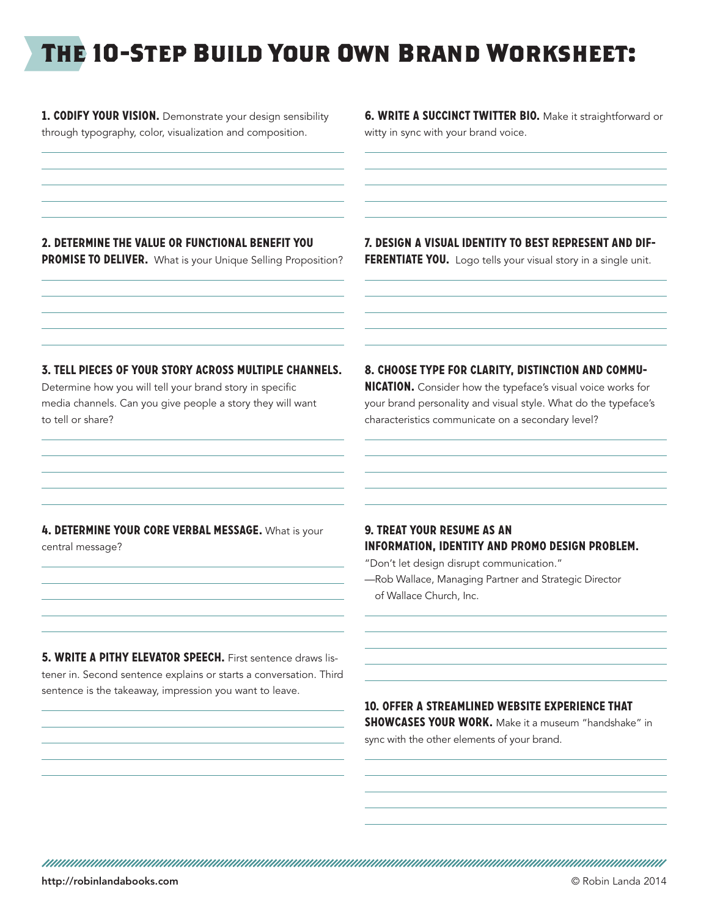# The 10-Step Build Your Own Brand Worksheet:

**1. CODIFY YOUR VISION.** Demonstrate your design sensibility through typography, color, visualization and composition.

**2. DETERMINE THE VALUE OR FUNCTIONAL BENEFIT YOU PROMISE TO DELIVER.** What is your Unique Selling Proposition?

**3. TELL PIECES OF YOUR STORY ACROSS MULTIPLE CHANNELS.** Determine how you will tell your brand story in specific media channels. Can you give people a story they will want to tell or share?

**4. DETERMINE YOUR CORE VERBAL MESSAGE.** What is your central message?

**5. WRITE A PITHY ELEVATOR SPEECH.** First sentence draws listener in. Second sentence explains or starts a conversation. Third sentence is the takeaway, impression you want to leave.

**6. WRITE A SUCCINCT TWITTER BIO.** Make it straightforward or witty in sync with your brand voice.

**7. DESIGN A VISUAL IDENTITY TO BEST REPRESENT AND DIFFERENTIATE YOU.** Logo tells your visual story in a single unit.

**8. CHOOSE TYPE FOR CLARITY, DISTINCTION AND COMMUNICATION.** Consider how the typeface's visual voice works for your brand personality and visual style. What do the typeface's characteristics communicate on a secondary level?

**9. TREAT YOUR RESUME AS AN INFORMATION, IDENTITY AND PROMO DESIGN PROBLEM.**
"Don't let design disrupt communication."
—Rob Wallace, Managing Partner and Strategic Director of Wallace Church, Inc.

**10. OFFER A STREAMLINED WEBSITE EXPERIENCE THAT SHOWCASES YOUR WORK.** Make it a museum "handshake" in sync with the other elements of your brand.

http://robinlandabooks.com

© Robin Landa 2014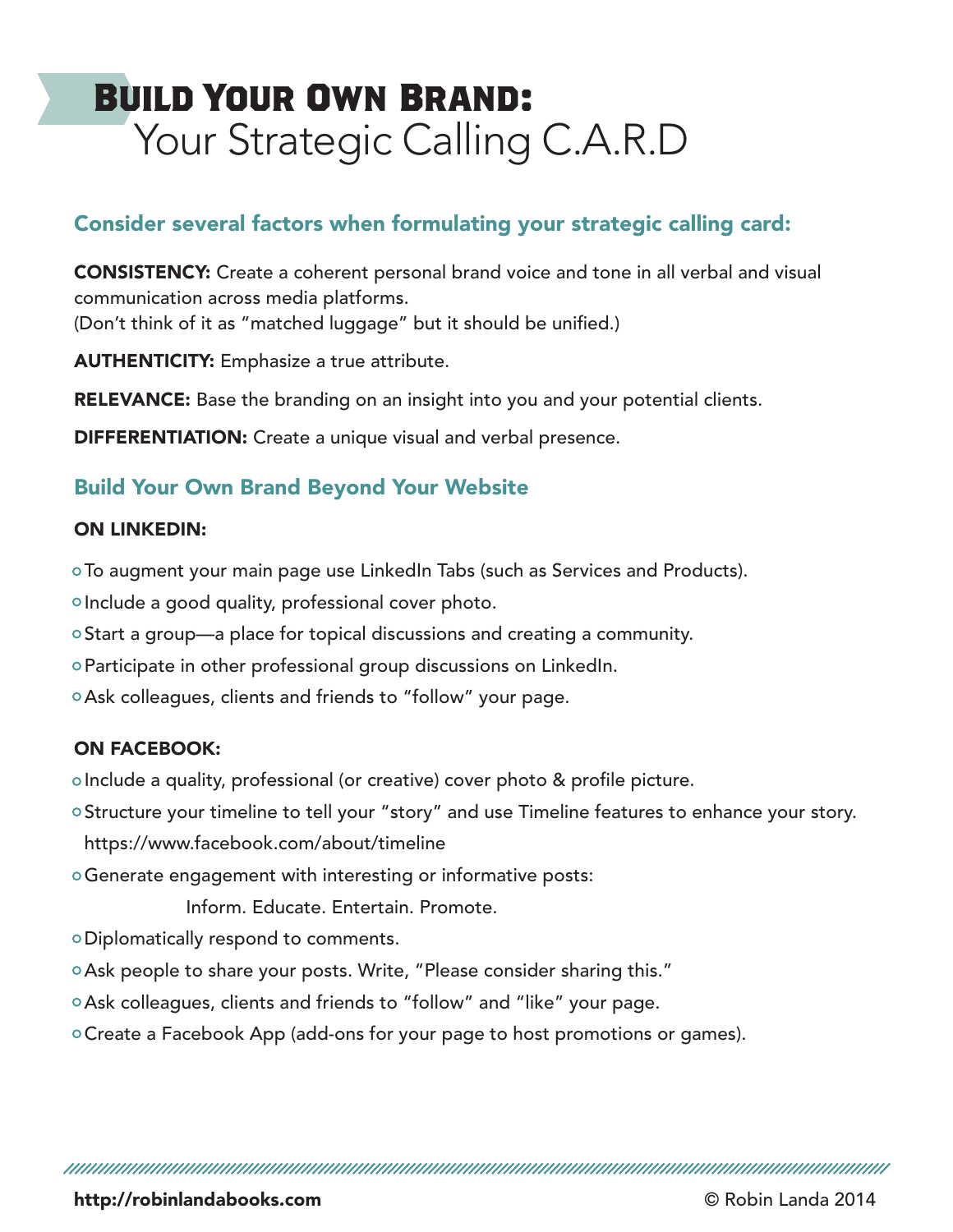# Build Your Own Brand:
## Your Strategic Calling C.A.R.D

### Consider several factors when formulating your strategic calling card:

**CONSISTENCY:** Create a coherent personal brand voice and tone in all verbal and visual communication across media platforms.
(Don't think of it as "matched luggage" but it should be unified.)

**AUTHENTICITY:** Emphasize a true attribute.

**RELEVANCE:** Base the branding on an insight into you and your potential clients.

**DIFFERENTIATION:** Create a unique visual and verbal presence.

### Build Your Own Brand Beyond Your Website

**ON LINKEDIN:**

- To augment your main page use LinkedIn Tabs (such as Services and Products).
- Include a good quality, professional cover photo.
- Start a group—a place for topical discussions and creating a community.
- Participate in other professional group discussions on LinkedIn.
- Ask colleagues, clients and friends to "follow" your page.

**ON FACEBOOK:**

- Include a quality, professional (or creative) cover photo & profile picture.
- Structure your timeline to tell your "story" and use Timeline features to enhance your story. https://www.facebook.com/about/timeline
- Generate engagement with interesting or informative posts:

  Inform. Educate. Entertain. Promote.
- Diplomatically respond to comments.
- Ask people to share your posts. Write, "Please consider sharing this."
- Ask colleagues, clients and friends to "follow" and "like" your page.
- Create a Facebook App (add-ons for your page to host promotions or games).

http://robinlandabooks.com © Robin Landa 2014